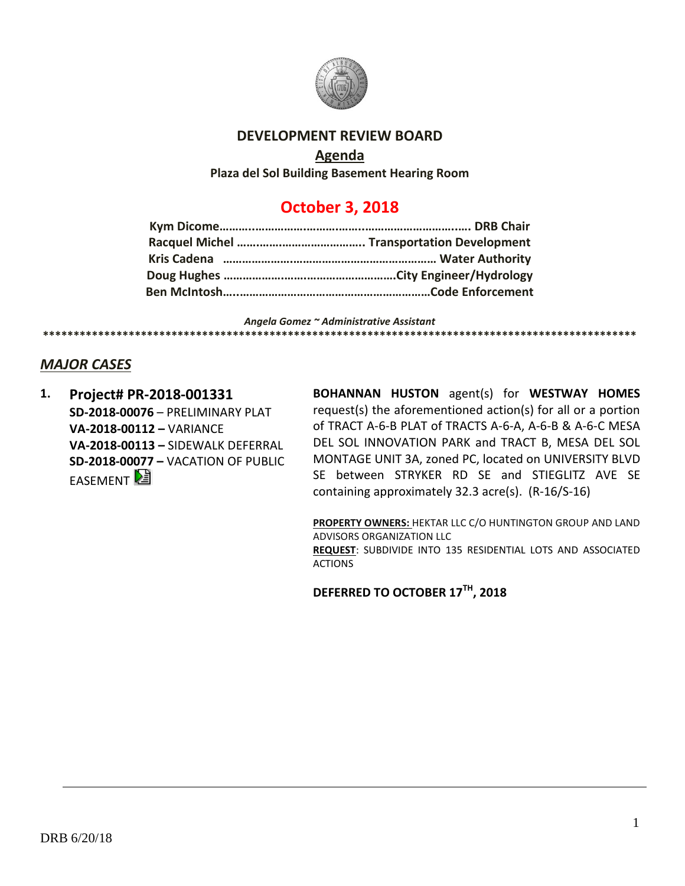# DEVELOPMENT REVIEW BOARD

## Agenda

**Plaza del Sol Building Basement Hearing Room**

## October 3, 2018

**Kym Dicome………………………………………………………………. DRB Chair**
**Racquel Michel ………………………………….. Transportation Development**
**Kris Cadena ………………………………………………………… Water Authority**
**Doug Hughes ……………………………………………City Engineer/Hydrology**
**Ben McIntosh……………………………………………………Code Enforcement**

*Angela Gomez ~ Administrative Assistant*

****************************************************************************************************

## *MAJOR CASES*

**1. Project# PR-2018-001331**
**SD-2018-00076** – PRELIMINARY PLAT
**VA-2018-00112 –** VARIANCE
**VA-2018-00113 –** SIDEWALK DEFERRAL
**SD-2018-00077 –** VACATION OF PUBLIC EASEMENT

**BOHANNAN HUSTON** agent(s) for **WESTWAY HOMES** request(s) the aforementioned action(s) for all or a portion of TRACT A-6-B PLAT of TRACTS A-6-A, A-6-B & A-6-C MESA DEL SOL INNOVATION PARK and TRACT B, MESA DEL SOL MONTAGE UNIT 3A, zoned PC, located on UNIVERSITY BLVD SE between STRYKER RD SE and STIEGLITZ AVE SE containing approximately 32.3 acre(s). (R-16/S-16)

**PROPERTY OWNERS:** HEKTAR LLC C/O HUNTINGTON GROUP AND LAND ADVISORS ORGANIZATION LLC
**REQUEST**: SUBDIVIDE INTO 135 RESIDENTIAL LOTS AND ASSOCIATED ACTIONS

**DEFERRED TO OCTOBER 17TH, 2018**

DRB 6/20/18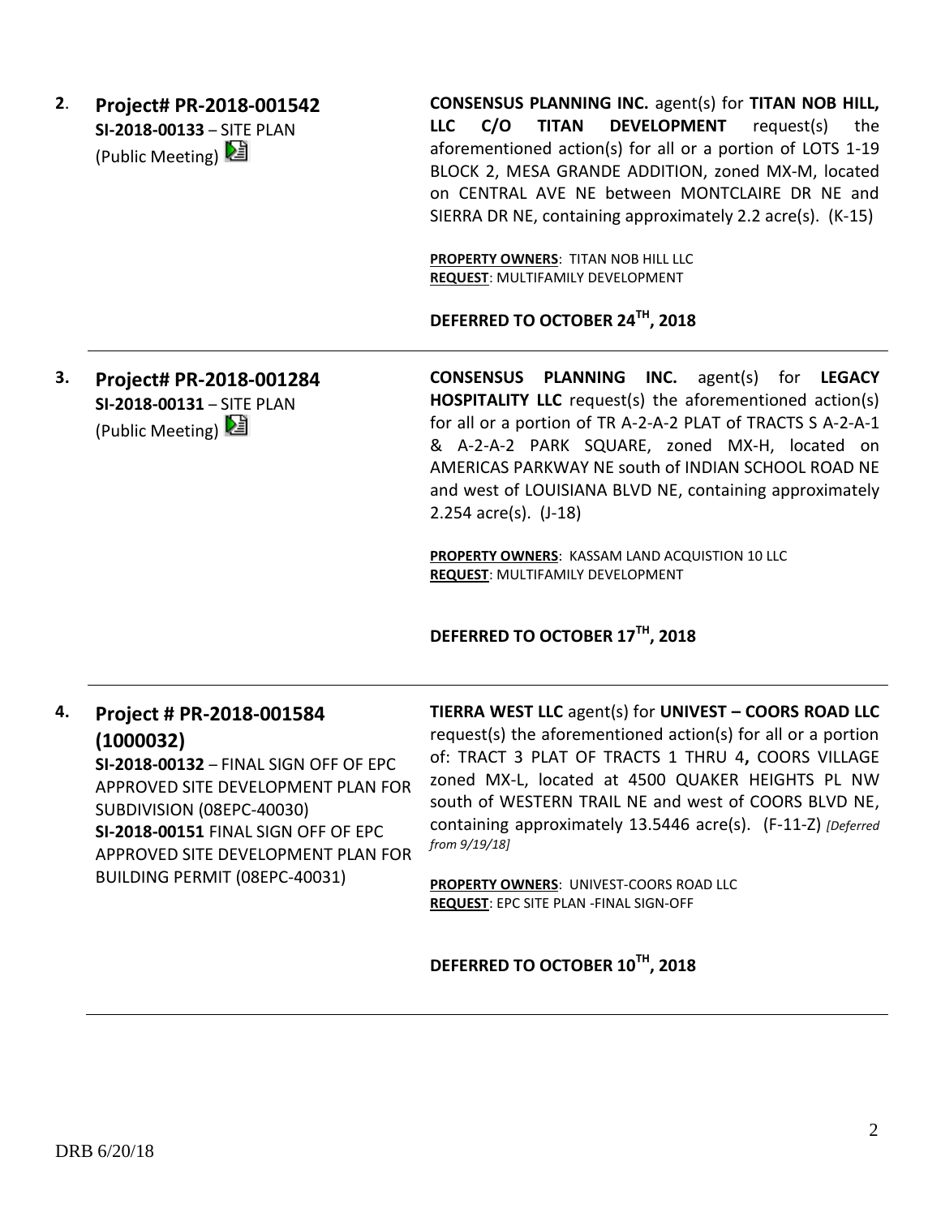**2.** **Project# PR-2018-001542**
**SI-2018-00133** – SITE PLAN
(Public Meeting)

**CONSENSUS PLANNING INC.** agent(s) for **TITAN NOB HILL, LLC C/O TITAN DEVELOPMENT** request(s) the aforementioned action(s) for all or a portion of LOTS 1-19 BLOCK 2, MESA GRANDE ADDITION, zoned MX-M, located on CENTRAL AVE NE between MONTCLAIRE DR NE and SIERRA DR NE, containing approximately 2.2 acre(s). (K-15)

**PROPERTY OWNERS**: TITAN NOB HILL LLC
**REQUEST**: MULTIFAMILY DEVELOPMENT

**DEFERRED TO OCTOBER 24TH, 2018**

---

**3.** **Project# PR-2018-001284**
**SI-2018-00131** – SITE PLAN
(Public Meeting)

**CONSENSUS PLANNING INC.** agent(s) for **LEGACY HOSPITALITY LLC** request(s) the aforementioned action(s) for all or a portion of TR A-2-A-2 PLAT of TRACTS S A-2-A-1 & A-2-A-2 PARK SQUARE, zoned MX-H, located on AMERICAS PARKWAY NE south of INDIAN SCHOOL ROAD NE and west of LOUISIANA BLVD NE, containing approximately 2.254 acre(s). (J-18)

**PROPERTY OWNERS**: KASSAM LAND ACQUISTION 10 LLC
**REQUEST**: MULTIFAMILY DEVELOPMENT

**DEFERRED TO OCTOBER 17TH, 2018**

---

**4.** **Project # PR-2018-001584 (1000032)**
**SI-2018-00132** – FINAL SIGN OFF OF EPC APPROVED SITE DEVELOPMENT PLAN FOR SUBDIVISION (08EPC-40030)
**SI-2018-00151** FINAL SIGN OFF OF EPC APPROVED SITE DEVELOPMENT PLAN FOR BUILDING PERMIT (08EPC-40031)

**TIERRA WEST LLC** agent(s) for **UNIVEST – COORS ROAD LLC** request(s) the aforementioned action(s) for all or a portion of: TRACT 3 PLAT OF TRACTS 1 THRU 4**,** COORS VILLAGE zoned MX-L, located at 4500 QUAKER HEIGHTS PL NW south of WESTERN TRAIL NE and west of COORS BLVD NE, containing approximately 13.5446 acre(s). (F-11-Z) *[Deferred from 9/19/18]*

**PROPERTY OWNERS**: UNIVEST-COORS ROAD LLC
**REQUEST**: EPC SITE PLAN -FINAL SIGN-OFF

**DEFERRED TO OCTOBER 10TH, 2018**

---

DRB 6/20/18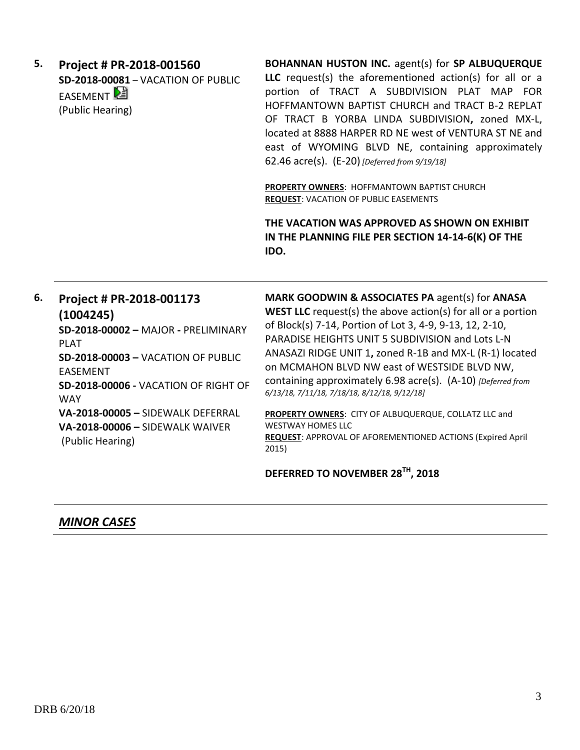5. **Project # PR-2018-001560**
**SD-2018-00081** – VACATION OF PUBLIC EASEMENT
(Public Hearing)

**BOHANNAN HUSTON INC.** agent(s) for **SP ALBUQUERQUE LLC** request(s) the aforementioned action(s) for all or a portion of TRACT A SUBDIVISION PLAT MAP FOR HOFFMANTOWN BAPTIST CHURCH and TRACT B-2 REPLAT OF TRACT B YORBA LINDA SUBDIVISION**,** zoned MX-L, located at 8888 HARPER RD NE west of VENTURA ST NE and east of WYOMING BLVD NE, containing approximately 62.46 acre(s). (E-20) *[Deferred from 9/19/18]*

**PROPERTY OWNERS**: HOFFMANTOWN BAPTIST CHURCH
**REQUEST**: VACATION OF PUBLIC EASEMENTS

**THE VACATION WAS APPROVED AS SHOWN ON EXHIBIT IN THE PLANNING FILE PER SECTION 14-14-6(K) OF THE IDO.**

---

6. **Project # PR-2018-001173 (1004245)**
**SD-2018-00002 –** MAJOR **-** PRELIMINARY PLAT
**SD-2018-00003 –** VACATION OF PUBLIC EASEMENT
**SD-2018-00006 -** VACATION OF RIGHT OF WAY
**VA-2018-00005 –** SIDEWALK DEFERRAL
**VA-2018-00006 –** SIDEWALK WAIVER
(Public Hearing)

**MARK GOODWIN & ASSOCIATES PA** agent(s) for **ANASA WEST LLC** request(s) the above action(s) for all or a portion of Block(s) 7-14, Portion of Lot 3, 4-9, 9-13, 12, 2-10, PARADISE HEIGHTS UNIT 5 SUBDIVISION and Lots L-N ANASAZI RIDGE UNIT 1**,** zoned R-1B and MX-L (R-1) located on MCMAHON BLVD NW east of WESTSIDE BLVD NW, containing approximately 6.98 acre(s). (A-10) *[Deferred from 6/13/18, 7/11/18, 7/18/18, 8/12/18, 9/12/18]*

**PROPERTY OWNERS**: CITY OF ALBUQUERQUE, COLLATZ LLC and WESTWAY HOMES LLC
**REQUEST**: APPROVAL OF AFOREMENTIONED ACTIONS (Expired April 2015)

**DEFERRED TO NOVEMBER 28TH, 2018**

---

## ***MINOR CASES***

DRB 6/20/18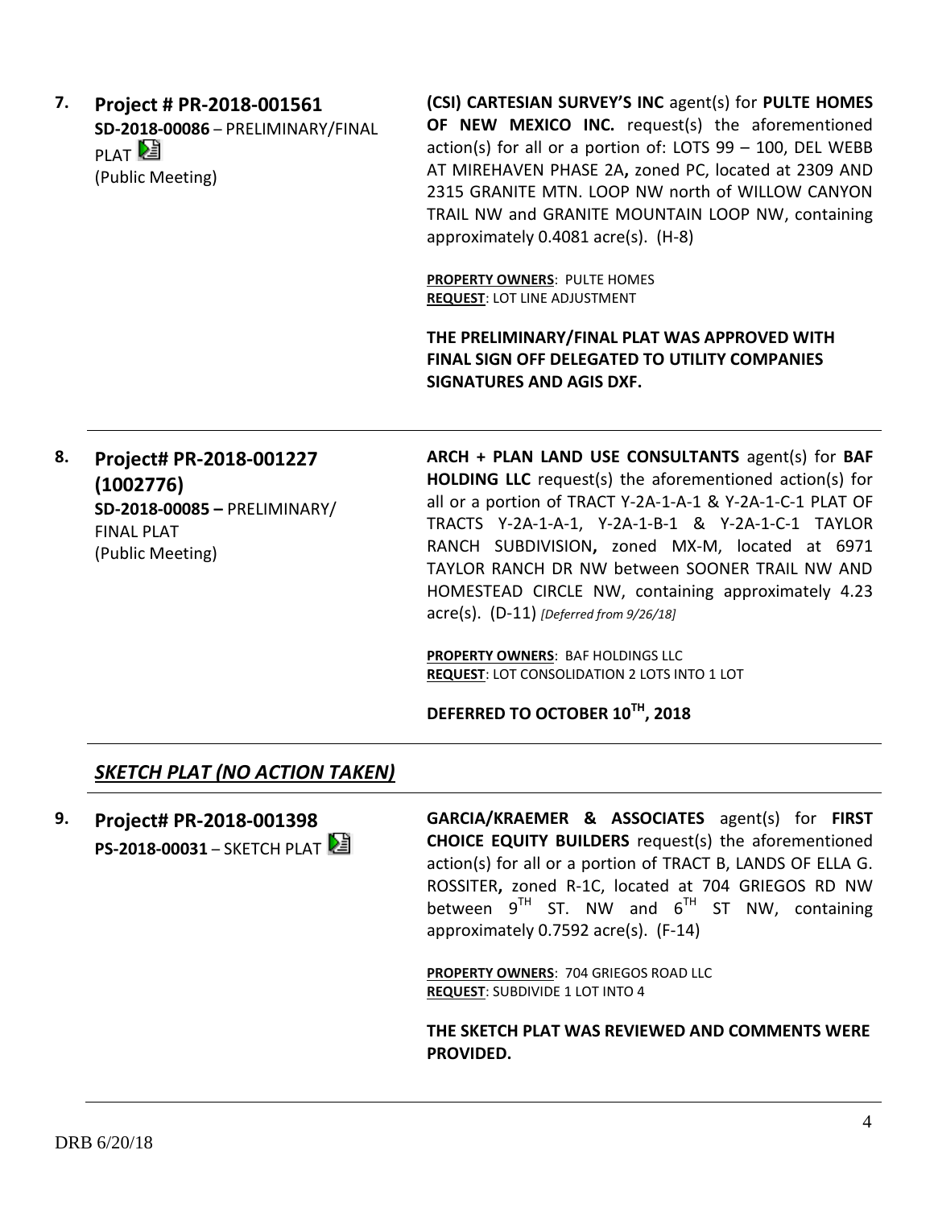**7.** **Project # PR-2018-001561**
**SD-2018-00086** – PRELIMINARY/FINAL PLAT
(Public Meeting)

**(CSI) CARTESIAN SURVEY'S INC** agent(s) for **PULTE HOMES OF NEW MEXICO INC.** request(s) the aforementioned action(s) for all or a portion of: LOTS 99 – 100, DEL WEBB AT MIREHAVEN PHASE 2A**,** zoned PC, located at 2309 AND 2315 GRANITE MTN. LOOP NW north of WILLOW CANYON TRAIL NW and GRANITE MOUNTAIN LOOP NW, containing approximately 0.4081 acre(s). (H-8)

**PROPERTY OWNERS**: PULTE HOMES
**REQUEST**: LOT LINE ADJUSTMENT

**THE PRELIMINARY/FINAL PLAT WAS APPROVED WITH FINAL SIGN OFF DELEGATED TO UTILITY COMPANIES SIGNATURES AND AGIS DXF.**

---

**8.** **Project# PR-2018-001227 (1002776)**
**SD-2018-00085 –** PRELIMINARY/ FINAL PLAT
(Public Meeting)

**ARCH + PLAN LAND USE CONSULTANTS** agent(s) for **BAF HOLDING LLC** request(s) the aforementioned action(s) for all or a portion of TRACT Y-2A-1-A-1 & Y-2A-1-C-1 PLAT OF TRACTS Y-2A-1-A-1, Y-2A-1-B-1 & Y-2A-1-C-1 TAYLOR RANCH SUBDIVISION**,** zoned MX-M, located at 6971 TAYLOR RANCH DR NW between SOONER TRAIL NW AND HOMESTEAD CIRCLE NW, containing approximately 4.23 acre(s). (D-11) *[Deferred from 9/26/18]*

**PROPERTY OWNERS**: BAF HOLDINGS LLC
**REQUEST**: LOT CONSOLIDATION 2 LOTS INTO 1 LOT

**DEFERRED TO OCTOBER 10TH, 2018**

---

## ***SKETCH PLAT (NO ACTION TAKEN)***

**9.** **Project# PR-2018-001398**
**PS-2018-00031** – SKETCH PLAT

**GARCIA/KRAEMER & ASSOCIATES** agent(s) for **FIRST CHOICE EQUITY BUILDERS** request(s) the aforementioned action(s) for all or a portion of TRACT B, LANDS OF ELLA G. ROSSITER**,** zoned R-1C, located at 704 GRIEGOS RD NW between 9TH ST. NW and 6TH ST NW, containing approximately 0.7592 acre(s). (F-14)

**PROPERTY OWNERS**: 704 GRIEGOS ROAD LLC
**REQUEST**: SUBDIVIDE 1 LOT INTO 4

**THE SKETCH PLAT WAS REVIEWED AND COMMENTS WERE PROVIDED.**

---

DRB 6/20/18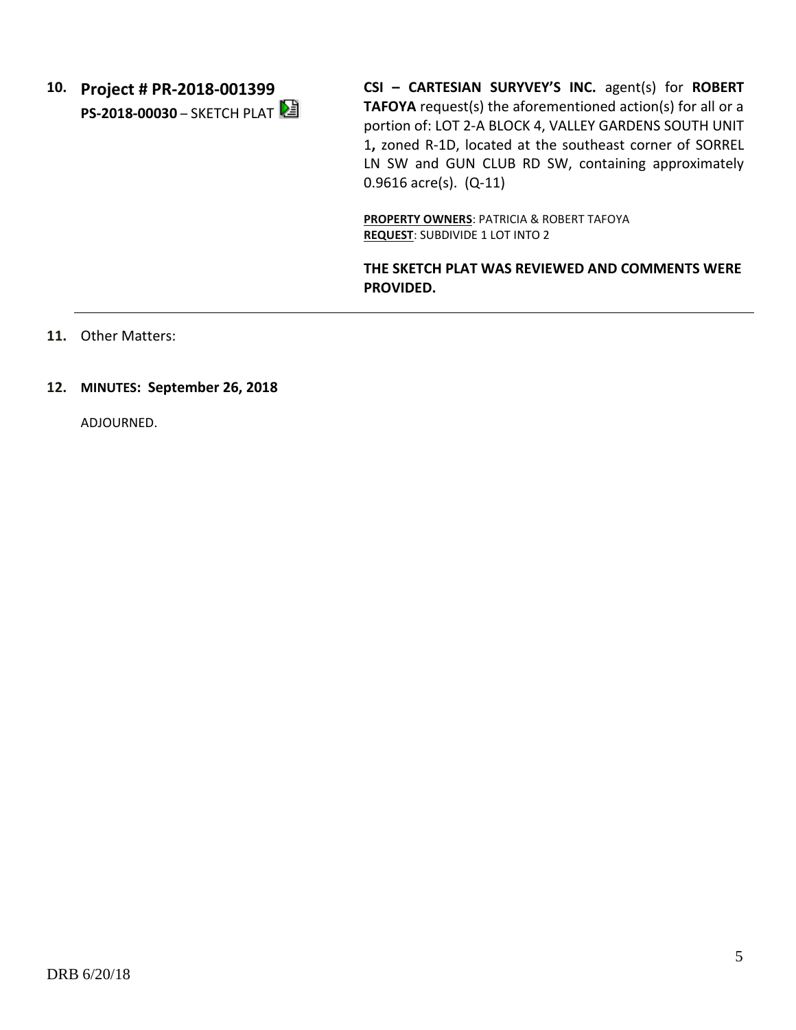**10. Project # PR-2018-001399**
**PS-2018-00030** – SKETCH PLAT

**CSI – CARTESIAN SURYVEY'S INC.** agent(s) for **ROBERT TAFOYA** request(s) the aforementioned action(s) for all or a portion of: LOT 2-A BLOCK 4, VALLEY GARDENS SOUTH UNIT 1**,** zoned R-1D, located at the southeast corner of SORREL LN SW and GUN CLUB RD SW, containing approximately 0.9616 acre(s). (Q-11)

**PROPERTY OWNERS**: PATRICIA & ROBERT TAFOYA
**REQUEST**: SUBDIVIDE 1 LOT INTO 2

**THE SKETCH PLAT WAS REVIEWED AND COMMENTS WERE PROVIDED.**

---

**11.** Other Matters:

**12. MINUTES: September 26, 2018**

ADJOURNED.

DRB 6/20/18